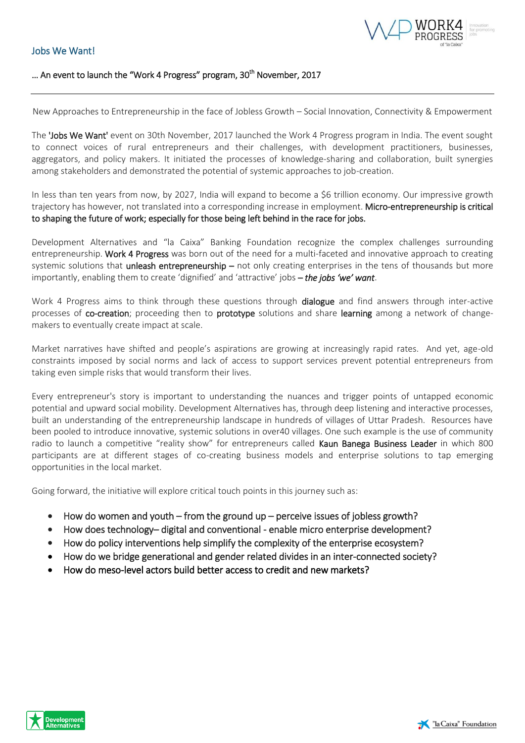# Jobs We Want!

### … An event to launch the "Work 4 Progress" program, 30th November, 2017

---

New Approaches to Entrepreneurship in the face of Jobless Growth – Social Innovation, Connectivity & Empowerment

The **'Jobs We Want'** event on 30th November, 2017 launched the Work 4 Progress program in India. The event sought to connect voices of rural entrepreneurs and their challenges, with development practitioners, businesses, aggregators, and policy makers. It initiated the processes of knowledge-sharing and collaboration, built synergies among stakeholders and demonstrated the potential of systemic approaches to job-creation.

In less than ten years from now, by 2027, India will expand to become a $6 trillion economy. Our impressive growth trajectory has however, not translated into a corresponding increase in employment. **Micro-entrepreneurship is critical to shaping the future of work; especially for those being left behind in the race for jobs.**

Development Alternatives and "la Caixa" Banking Foundation recognize the complex challenges surrounding entrepreneurship. **Work 4 Progress** was born out of the need for a multi-faceted and innovative approach to creating systemic solutions that **unleash entrepreneurship –** not only creating enterprises in the tens of thousands but more importantly, enabling them to create 'dignified' and 'attractive' jobs **–** ***the jobs 'we' want***.

Work 4 Progress aims to think through these questions through **dialogue** and find answers through inter-active processes of **co-creation**; proceeding then to **prototype** solutions and share **learning** among a network of change-makers to eventually create impact at scale.

Market narratives have shifted and people's aspirations are growing at increasingly rapid rates. And yet, age-old constraints imposed by social norms and lack of access to support services prevent potential entrepreneurs from taking even simple risks that would transform their lives.

Every entrepreneur's story is important to understanding the nuances and trigger points of untapped economic potential and upward social mobility. Development Alternatives has, through deep listening and interactive processes, built an understanding of the entrepreneurship landscape in hundreds of villages of Uttar Pradesh. Resources have been pooled to introduce innovative, systemic solutions in over40 villages. One such example is the use of community radio to launch a competitive "reality show" for entrepreneurs called **Kaun Banega Business Leader** in which 800 participants are at different stages of co-creating business models and enterprise solutions to tap emerging opportunities in the local market.

Going forward, the initiative will explore critical touch points in this journey such as:

- How do women and youth – from the ground up – perceive issues of jobless growth?
- How does technology– digital and conventional - enable micro enterprise development?
- How do policy interventions help simplify the complexity of the enterprise ecosystem?
- How do we bridge generational and gender related divides in an inter-connected society?
- How do meso-level actors build better access to credit and new markets?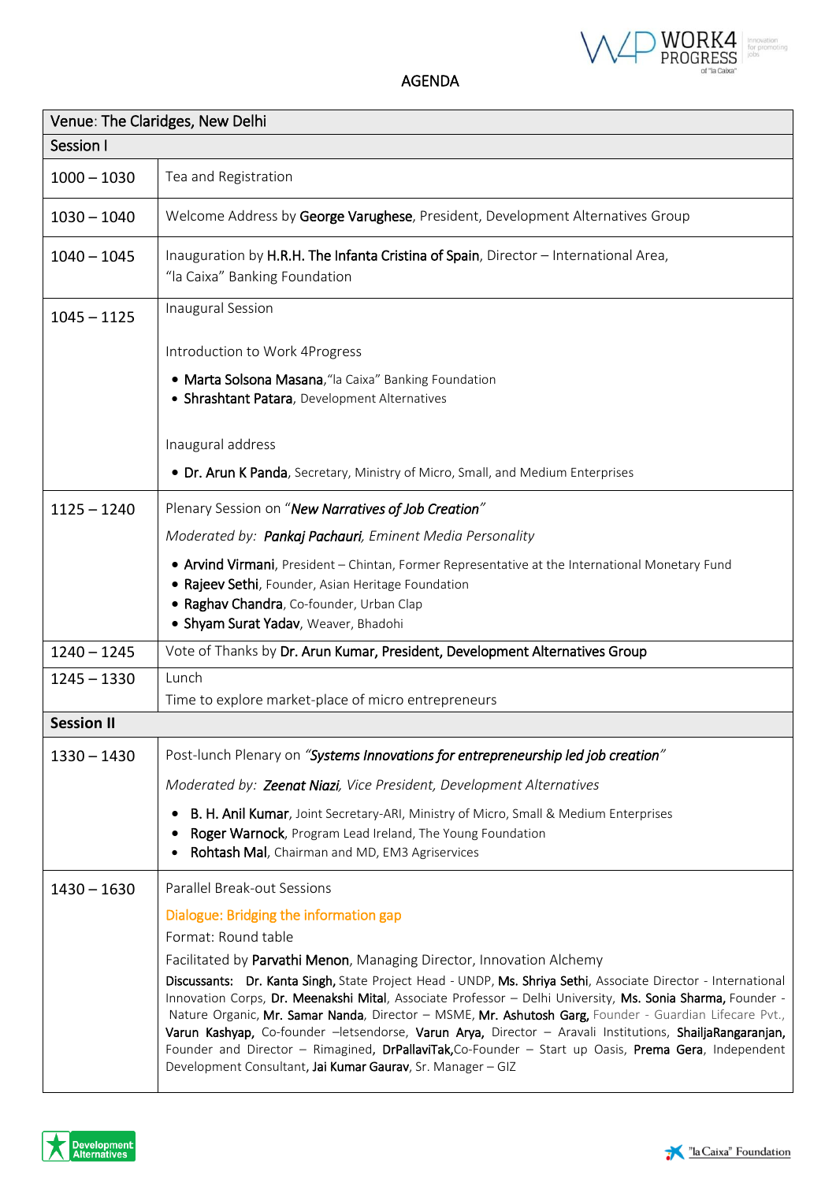## AGENDA

| Venue: The Claridges, New Delhi | |
|---|---|
| **Session I** | |
| 1000 – 1030 | Tea and Registration |
| 1030 – 1040 | Welcome Address by **George Varughese**, President, Development Alternatives Group |
| 1040 – 1045 | Inauguration by **H.R.H. The Infanta Cristina of Spain**, Director – International Area, "la Caixa" Banking Foundation |
| 1045 – 1125 | Inaugural Session<br><br>Introduction to Work 4Progress<br>• **Marta Solsona Masana**, "la Caixa" Banking Foundation<br>• **Shrashtant Patara**, Development Alternatives<br><br>Inaugural address<br>• **Dr. Arun K Panda**, Secretary, Ministry of Micro, Small, and Medium Enterprises |
| 1125 – 1240 | Plenary Session on "***New Narratives of Job Creation***"<br>*Moderated by: **Pankaj Pachauri**, Eminent Media Personality*<br>• **Arvind Virmani**, President – Chintan, Former Representative at the International Monetary Fund<br>• **Rajeev Sethi**, Founder, Asian Heritage Foundation<br>• **Raghav Chandra**, Co-founder, Urban Clap<br>• **Shyam Surat Yadav**, Weaver, Bhadohi |
| 1240 – 1245 | Vote of Thanks by **Dr. Arun Kumar, President, Development Alternatives Group** |
| 1245 – 1330 | Lunch<br>Time to explore market-place of micro entrepreneurs |
| **Session II** | |
| 1330 – 1430 | Post-lunch Plenary on "***Systems Innovations for entrepreneurship led job creation***"<br>*Moderated by: **Zeenat Niazi**, Vice President, Development Alternatives*<br>• **B. H. Anil Kumar**, Joint Secretary-ARI, Ministry of Micro, Small & Medium Enterprises<br>• **Roger Warnock**, Program Lead Ireland, The Young Foundation<br>• **Rohtash Mal**, Chairman and MD, EM3 Agriservices |
| 1430 – 1630 | Parallel Break-out Sessions<br>Dialogue: Bridging the information gap<br>Format: Round table<br>Facilitated by **Parvathi Menon**, Managing Director, Innovation Alchemy<br>**Discussants: Dr. Kanta Singh,** State Project Head - UNDP, **Ms. Shriya Sethi**, Associate Director - International Innovation Corps, **Dr. Meenakshi Mital**, Associate Professor – Delhi University, **Ms. Sonia Sharma,** Founder - Nature Organic, **Mr. Samar Nanda**, Director – MSME, **Mr. Ashutosh Garg,** Founder - Guardian Lifecare Pvt., **Varun Kashyap,** Co-founder –letsendorse, **Varun Arya,** Director – Aravali Institutions, **ShailjaRangaranjan,** Founder and Director – Rimagined, **DrPallaviTak,**Co-Founder – Start up Oasis, **Prema Gera**, Independent Development Consultant, **Jai Kumar Gaurav**, Sr. Manager – GIZ |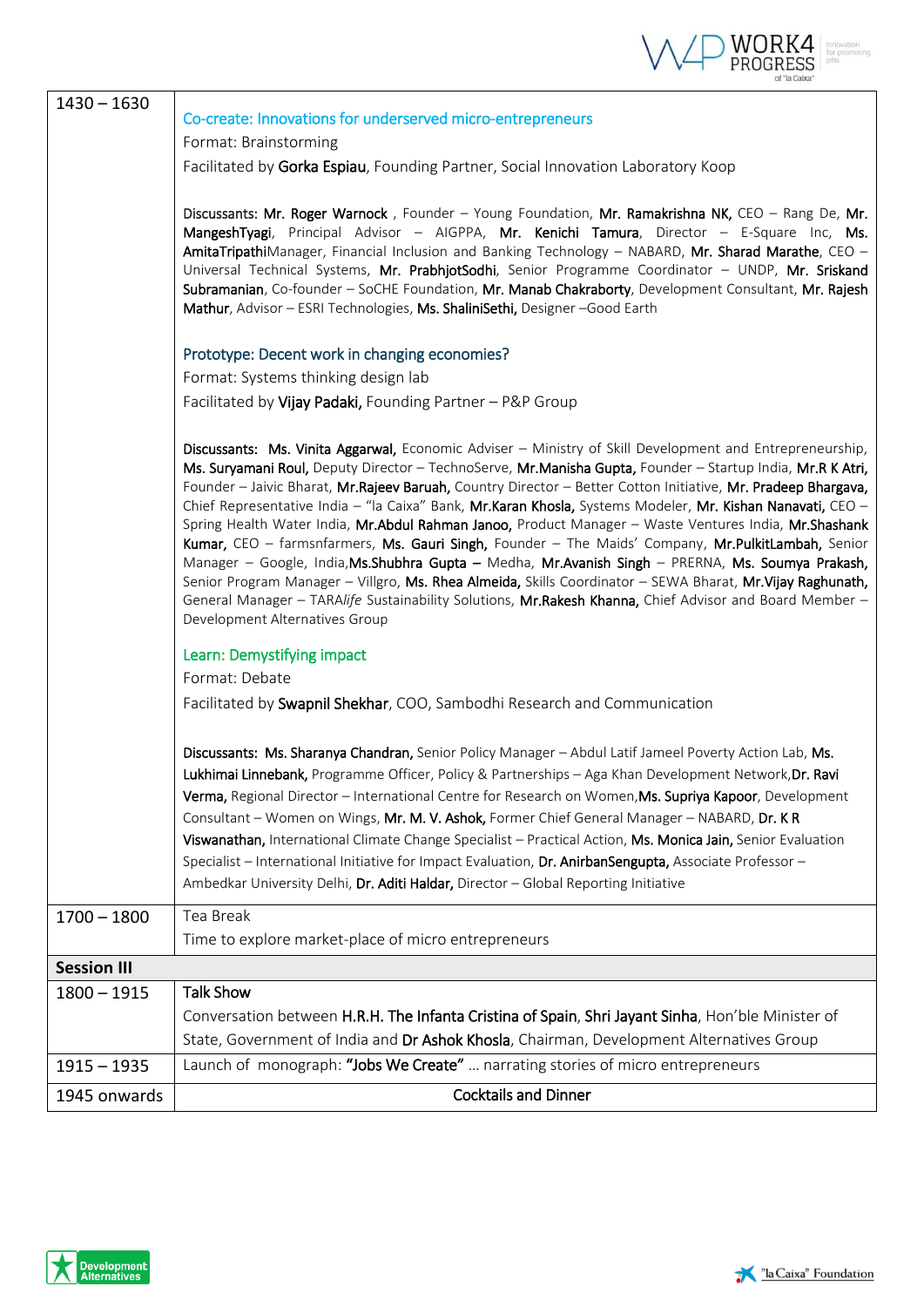| | |
|---|---|
| 1430 – 1630 | Co-create: Innovations for underserved micro-entrepreneurs<br>Format: Brainstorming<br>Facilitated by **Gorka Espiau**, Founding Partner, Social Innovation Laboratory Koop<br><br>Discussants: **Mr. Roger Warnock** , Founder – Young Foundation, **Mr. Ramakrishna NK,** CEO – Rang De, **Mr. MangeshTyagi**, Principal Advisor – AIGPPA, **Mr. Kenichi Tamura**, Director – E-Square Inc, **Ms. AmitaTripathi**Manager, Financial Inclusion and Banking Technology – NABARD, **Mr. Sharad Marathe**, CEO – Universal Technical Systems, **Mr. PrabhjotSodhi**, Senior Programme Coordinator – UNDP, **Mr. Sriskand Subramanian**, Co-founder – SoCHE Foundation, **Mr. Manab Chakraborty**, Development Consultant, **Mr. Rajesh Mathur**, Advisor – ESRI Technologies, **Ms. ShaliniSethi,** Designer –Good Earth<br><br>Prototype: Decent work in changing economies?<br>Format: Systems thinking design lab<br>Facilitated by **Vijay Padaki,** Founding Partner – P&P Group<br><br>Discussants: **Ms. Vinita Aggarwal,** Economic Adviser – Ministry of Skill Development and Entrepreneurship, **Ms. Suryamani Roul,** Deputy Director – TechnoServe, **Mr.Manisha Gupta,** Founder – Startup India, **Mr.R K Atri,** Founder – Jaivic Bharat, **Mr.Rajeev Baruah,** Country Director – Better Cotton Initiative, **Mr. Pradeep Bhargava,** Chief Representative India – "la Caixa" Bank, **Mr.Karan Khosla,** Systems Modeler, **Mr. Kishan Nanavati,** CEO – Spring Health Water India, **Mr.Abdul Rahman Janoo,** Product Manager – Waste Ventures India, **Mr.Shashank Kumar,** CEO – farmsnfarmers, **Ms. Gauri Singh,** Founder – The Maids' Company, **Mr.PulkitLambah,** Senior Manager – Google, India,**Ms.Shubhra Gupta –** Medha, **Mr.Avanish Singh** – PRERNA, **Ms. Soumya Prakash,** Senior Program Manager – Villgro, **Ms. Rhea Almeida,** Skills Coordinator – SEWA Bharat, **Mr.Vijay Raghunath,** General Manager – TARA*life* Sustainability Solutions, **Mr.Rakesh Khanna,** Chief Advisor and Board Member – Development Alternatives Group<br><br>Learn: Demystifying impact<br>Format: Debate<br>Facilitated by **Swapnil Shekhar**, COO, Sambodhi Research and Communication<br><br>Discussants: **Ms. Sharanya Chandran,** Senior Policy Manager – Abdul Latif Jameel Poverty Action Lab, **Ms. Lukhimai Linnebank,** Programme Officer, Policy & Partnerships – Aga Khan Development Network,**Dr. Ravi Verma,** Regional Director – International Centre for Research on Women,**Ms. Supriya Kapoor**, Development Consultant – Women on Wings, **Mr. M. V. Ashok,** Former Chief General Manager – NABARD, **Dr. K R Viswanathan,** International Climate Change Specialist – Practical Action, **Ms. Monica Jain,** Senior Evaluation Specialist – International Initiative for Impact Evaluation, **Dr. AnirbanSengupta,** Associate Professor – Ambedkar University Delhi, **Dr. Aditi Haldar,** Director – Global Reporting Initiative |
| 1700 – 1800 | Tea Break<br>Time to explore market-place of micro entrepreneurs |
| **Session III** | |
| 1800 – 1915 | Talk Show<br>Conversation between **H.R.H. The Infanta Cristina of Spain**, **Shri Jayant Sinha**, Hon'ble Minister of State, Government of India and **Dr Ashok Khosla**, Chairman, Development Alternatives Group |
| 1915 – 1935 | Launch of monograph: **"Jobs We Create"** … narrating stories of micro entrepreneurs |
| 1945 onwards | Cocktails and Dinner |